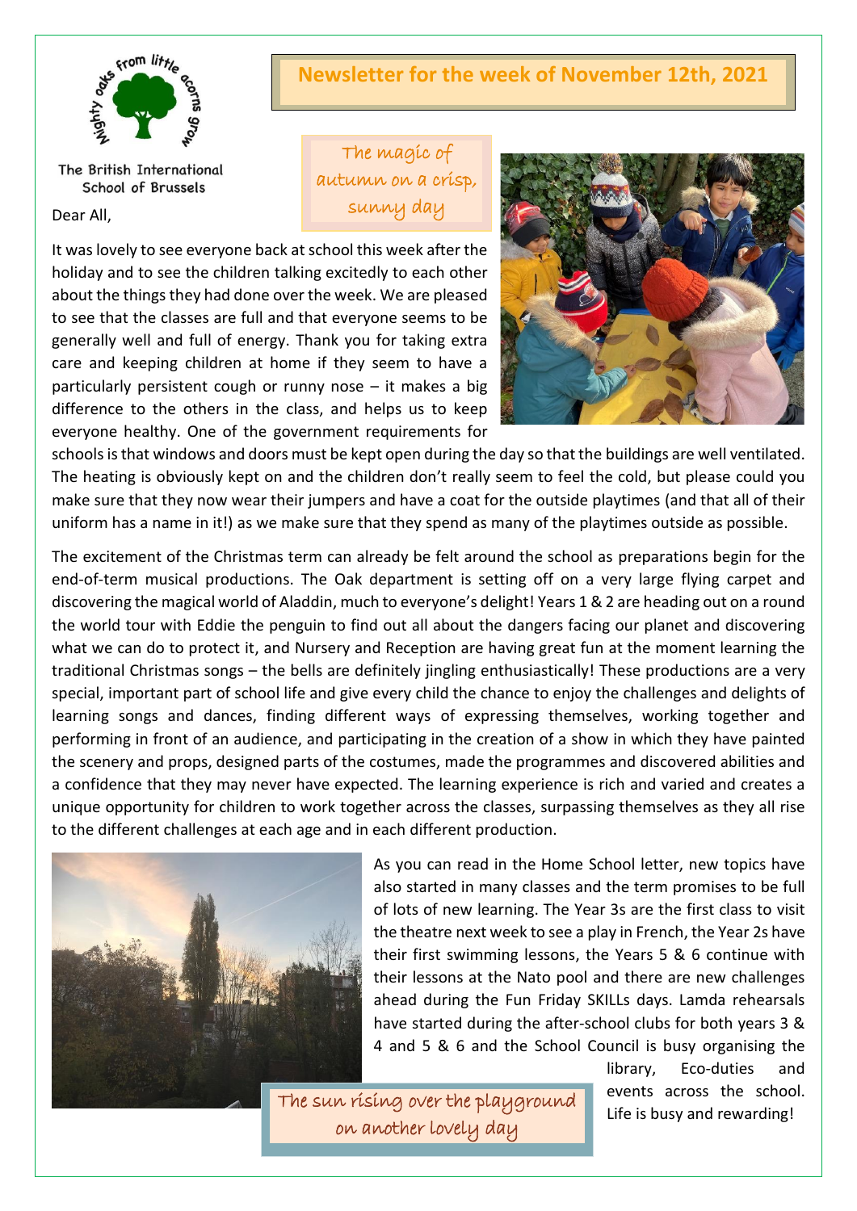Mighty oaks from little acorns grow

The British International School of Brussels

# Newsletter for the week of November 12th, 2021

The magic of autumn on a crisp, sunny day

Dear All,

It was lovely to see everyone back at school this week after the holiday and to see the children talking excitedly to each other about the things they had done over the week. We are pleased to see that the classes are full and that everyone seems to be generally well and full of energy. Thank you for taking extra care and keeping children at home if they seem to have a particularly persistent cough or runny nose – it makes a big difference to the others in the class, and helps us to keep everyone healthy. One of the government requirements for schools is that windows and doors must be kept open during the day so that the buildings are well ventilated. The heating is obviously kept on and the children don't really seem to feel the cold, but please could you make sure that they now wear their jumpers and have a coat for the outside playtimes (and that all of their uniform has a name in it!) as we make sure that they spend as many of the playtimes outside as possible.

The excitement of the Christmas term can already be felt around the school as preparations begin for the end-of-term musical productions. The Oak department is setting off on a very large flying carpet and discovering the magical world of Aladdin, much to everyone's delight! Years 1 & 2 are heading out on a round the world tour with Eddie the penguin to find out all about the dangers facing our planet and discovering what we can do to protect it, and Nursery and Reception are having great fun at the moment learning the traditional Christmas songs – the bells are definitely jingling enthusiastically! These productions are a very special, important part of school life and give every child the chance to enjoy the challenges and delights of learning songs and dances, finding different ways of expressing themselves, working together and performing in front of an audience, and participating in the creation of a show in which they have painted the scenery and props, designed parts of the costumes, made the programmes and discovered abilities and a confidence that they may never have expected. The learning experience is rich and varied and creates a unique opportunity for children to work together across the classes, surpassing themselves as they all rise to the different challenges at each age and in each different production.

As you can read in the Home School letter, new topics have also started in many classes and the term promises to be full of lots of new learning. The Year 3s are the first class to visit the theatre next week to see a play in French, the Year 2s have their first swimming lessons, the Years 5 & 6 continue with their lessons at the Nato pool and there are new challenges ahead during the Fun Friday SKILLs days. Lamda rehearsals have started during the after-school clubs for both years 3 & 4 and 5 & 6 and the School Council is busy organising the library, Eco-duties and events across the school. Life is busy and rewarding!

The sun rising over the playground on another lovely day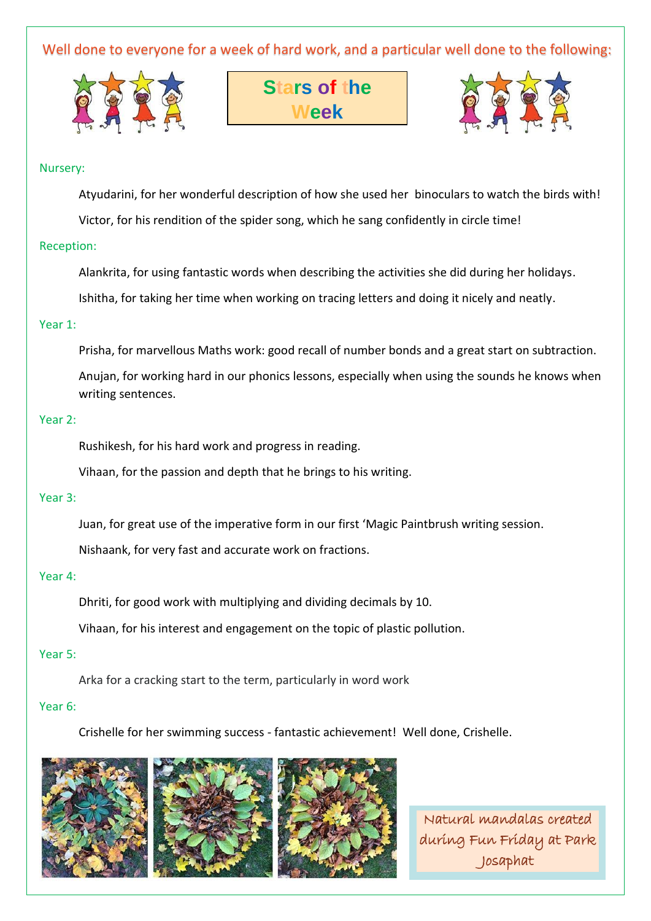Well done to everyone for a week of hard work, and a particular well done to the following:

# Stars of the Week

## Nursery:

Atyudarini, for her wonderful description of how she used her binoculars to watch the birds with!

Victor, for his rendition of the spider song, which he sang confidently in circle time!

## Reception:

Alankrita, for using fantastic words when describing the activities she did during her holidays.

Ishitha, for taking her time when working on tracing letters and doing it nicely and neatly.

## Year 1:

Prisha, for marvellous Maths work: good recall of number bonds and a great start on subtraction.

Anujan, for working hard in our phonics lessons, especially when using the sounds he knows when writing sentences.

## Year 2:

Rushikesh, for his hard work and progress in reading.

Vihaan, for the passion and depth that he brings to his writing.

## Year 3:

Juan, for great use of the imperative form in our first 'Magic Paintbrush writing session.

Nishaank, for very fast and accurate work on fractions.

## Year 4:

Dhriti, for good work with multiplying and dividing decimals by 10.

Vihaan, for his interest and engagement on the topic of plastic pollution.

## Year 5:

Arka for a cracking start to the term, particularly in word work

## Year 6:

Crishelle for her swimming success - fantastic achievement! Well done, Crishelle.

Natural mandalas created during Fun Friday at Park Josaphat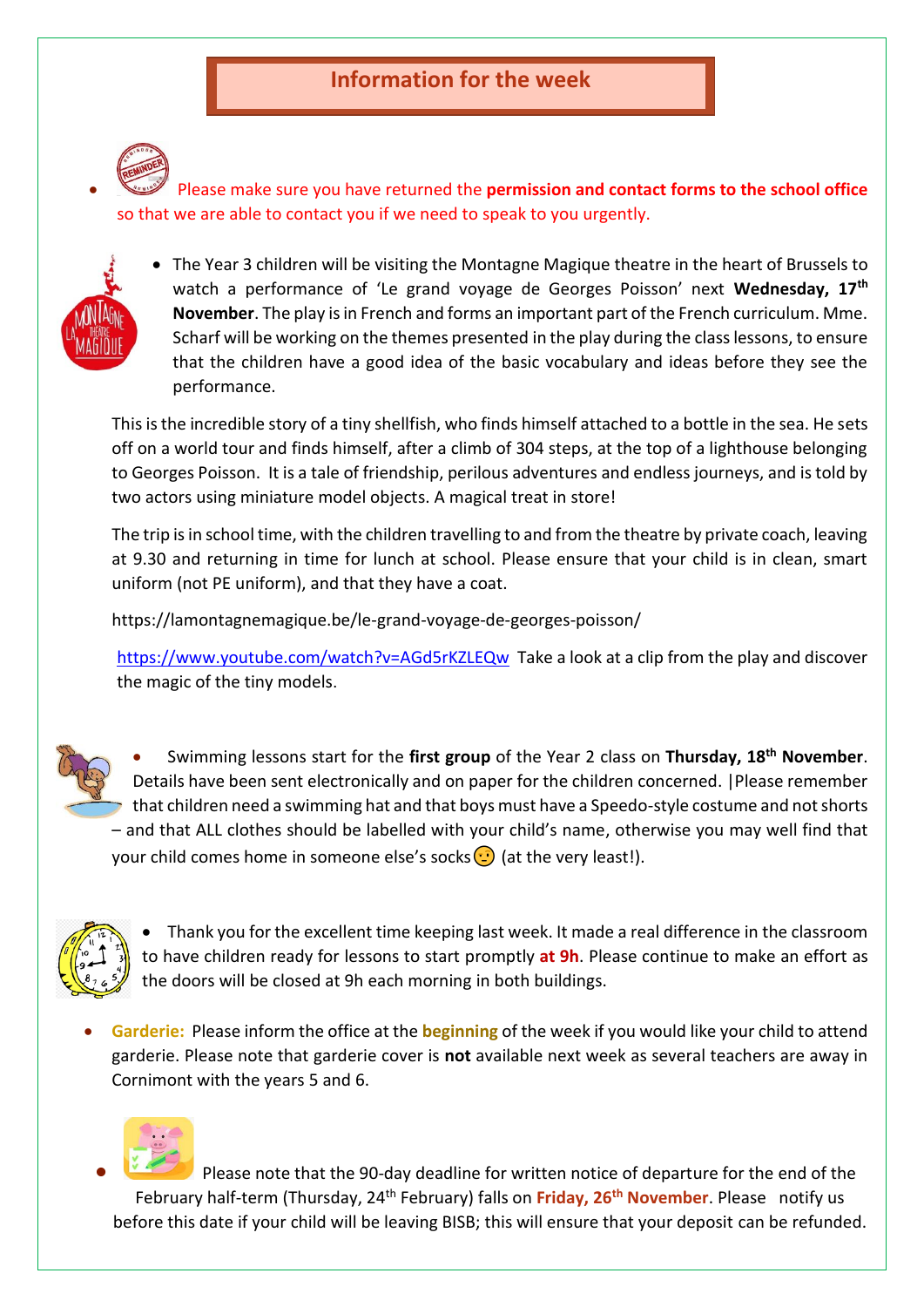## Information for the week

- Please make sure you have returned the **permission and contact forms to the school office** so that we are able to contact you if we need to speak to you urgently.

- The Year 3 children will be visiting the Montagne Magique theatre in the heart of Brussels to watch a performance of 'Le grand voyage de Georges Poisson' next **Wednesday, 17th November**. The play is in French and forms an important part of the French curriculum. Mme. Scharf will be working on the themes presented in the play during the class lessons, to ensure that the children have a good idea of the basic vocabulary and ideas before they see the performance.

This is the incredible story of a tiny shellfish, who finds himself attached to a bottle in the sea. He sets off on a world tour and finds himself, after a climb of 304 steps, at the top of a lighthouse belonging to Georges Poisson. It is a tale of friendship, perilous adventures and endless journeys, and is told by two actors using miniature model objects. A magical treat in store!

The trip is in school time, with the children travelling to and from the theatre by private coach, leaving at 9.30 and returning in time for lunch at school. Please ensure that your child is in clean, smart uniform (not PE uniform), and that they have a coat.

https://lamontagnemagique.be/le-grand-voyage-de-georges-poisson/

https://www.youtube.com/watch?v=AGd5rKZLEQw Take a look at a clip from the play and discover the magic of the tiny models.

- Swimming lessons start for the **first group** of the Year 2 class on **Thursday, 18th November**. Details have been sent electronically and on paper for the children concerned. |Please remember that children need a swimming hat and that boys must have a Speedo-style costume and not shorts – and that ALL clothes should be labelled with your child's name, otherwise you may well find that your child comes home in someone else's socks 😕 (at the very least!).

- Thank you for the excellent time keeping last week. It made a real difference in the classroom to have children ready for lessons to start promptly **at 9h**. Please continue to make an effort as the doors will be closed at 9h each morning in both buildings.

- **Garderie:** Please inform the office at the **beginning** of the week if you would like your child to attend garderie. Please note that garderie cover is **not** available next week as several teachers are away in Cornimont with the years 5 and 6.

- Please note that the 90-day deadline for written notice of departure for the end of the February half-term (Thursday, 24th February) falls on **Friday, 26th November**. Please notify us before this date if your child will be leaving BISB; this will ensure that your deposit can be refunded.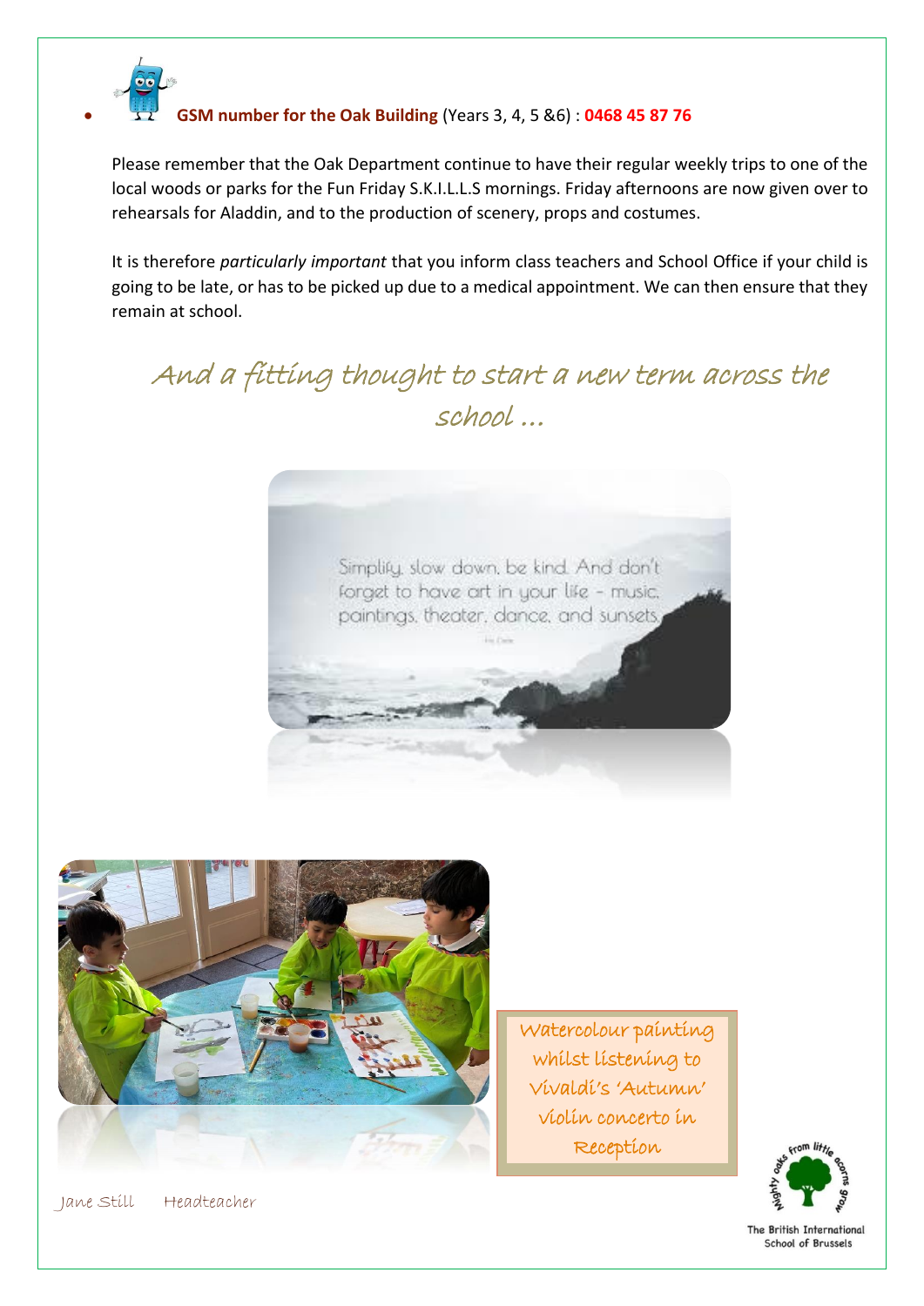- **GSM number for the Oak Building** (Years 3, 4, 5 &6) : **0468 45 87 76**

Please remember that the Oak Department continue to have their regular weekly trips to one of the local woods or parks for the Fun Friday S.K.I.L.L.S mornings. Friday afternoons are now given over to rehearsals for Aladdin, and to the production of scenery, props and costumes.

It is therefore *particularly important* that you inform class teachers and School Office if your child is going to be late, or has to be picked up due to a medical appointment. We can then ensure that they remain at school.

*And a fitting thought to start a new term across the school ...*

Watercolour painting whilst listening to Vivaldi's 'Autumn' violin concerto in Reception

Jane Still Headteacher

The British International School of Brussels